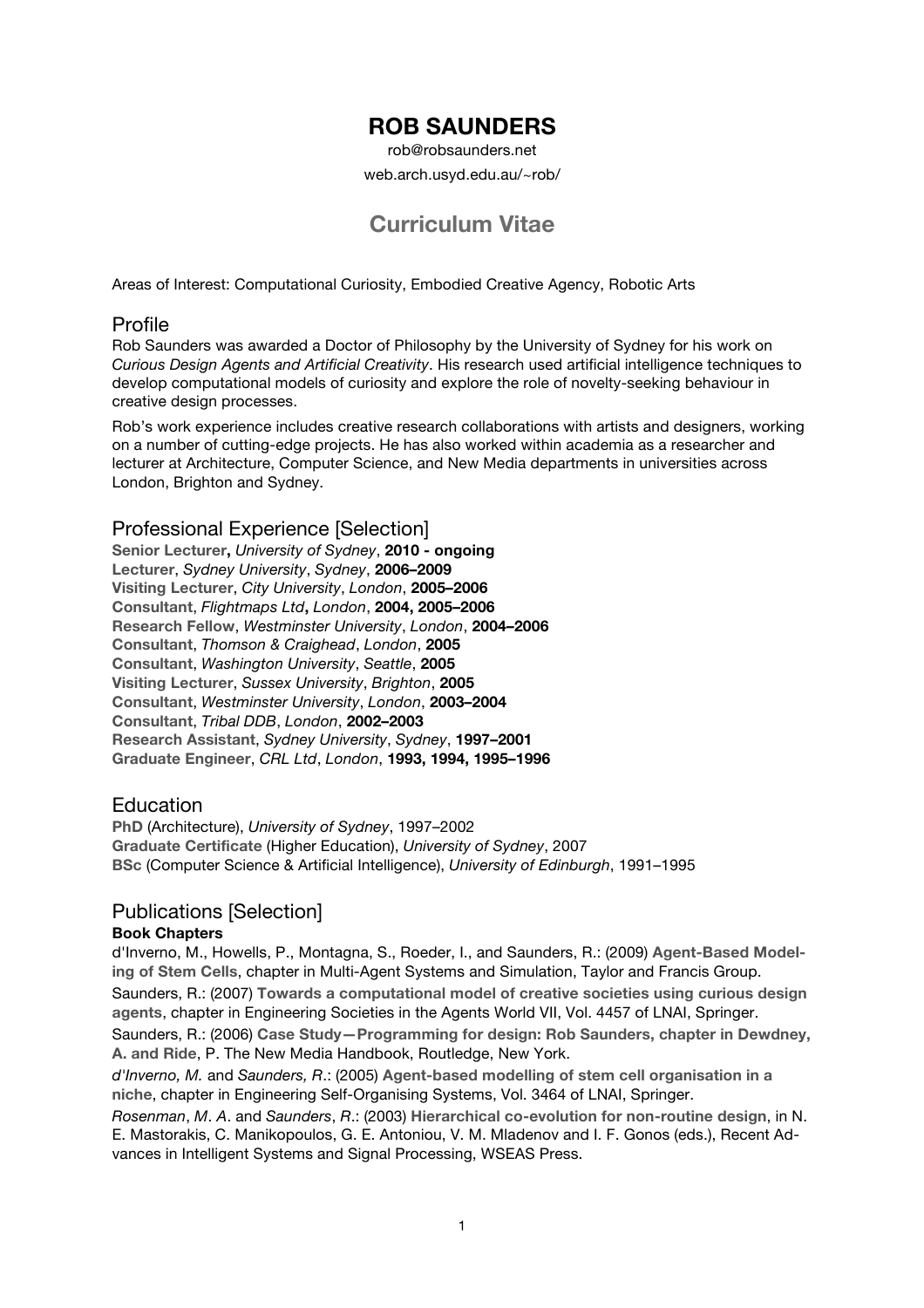# ROB SAUNDERS

rob@robsaunders.net

web.arch.usyd.edu.au/~rob/

## Curriculum Vitae

Areas of Interest: Computational Curiosity, Embodied Creative Agency, Robotic Arts

### Profile

Rob Saunders was awarded a Doctor of Philosophy by the University of Sydney for his work on *Curious Design Agents and Artificial Creativity*. His research used artificial intelligence techniques to develop computational models of curiosity and explore the role of novelty-seeking behaviour in creative design processes.

Rob's work experience includes creative research collaborations with artists and designers, working on a number of cutting-edge projects. He has also worked within academia as a researcher and lecturer at Architecture, Computer Science, and New Media departments in universities across London, Brighton and Sydney.

### Professional Experience [Selection]

**Senior Lecturer,** *University of Sydney*, **2010 - ongoing**
**Lecturer**, *Sydney University*, *Sydney*, **2006–2009**
**Visiting Lecturer**, *City University*, *London*, **2005–2006**
**Consultant**, *Flightmaps Ltd***,** *London*, **2004, 2005–2006**
**Research Fellow**, *Westminster University*, *London*, **2004–2006**
**Consultant**, *Thomson & Craighead*, *London*, **2005**
**Consultant**, *Washington University*, *Seattle*, **2005**
**Visiting Lecturer**, *Sussex University*, *Brighton*, **2005**
**Consultant**, *Westminster University*, *London*, **2003–2004**
**Consultant**, *Tribal DDB*, *London*, **2002–2003**
**Research Assistant**, *Sydney University*, *Sydney*, **1997–2001**
**Graduate Engineer**, *CRL Ltd*, *London*, **1993, 1994, 1995–1996**

### Education

**PhD** (Architecture), *University of Sydney*, 1997–2002
**Graduate Certificate** (Higher Education), *University of Sydney*, 2007
**BSc** (Computer Science & Artificial Intelligence), *University of Edinburgh*, 1991–1995

### Publications [Selection]

#### Book Chapters

d'Inverno, M., Howells, P., Montagna, S., Roeder, I., and Saunders, R.: (2009) **Agent-Based Modeling of Stem Cells**, chapter in Multi-Agent Systems and Simulation, Taylor and Francis Group.

Saunders, R.: (2007) **Towards a computational model of creative societies using curious design agents**, chapter in Engineering Societies in the Agents World VII, Vol. 4457 of LNAI, Springer.

Saunders, R.: (2006) **Case Study—Programming for design: Rob Saunders, chapter in Dewdney, A. and Ride**, P. The New Media Handbook, Routledge, New York.

*d'Inverno, M.* and *Saunders, R*.: (2005) **Agent-based modelling of stem cell organisation in a niche**, chapter in Engineering Self-Organising Systems, Vol. 3464 of LNAI, Springer.

*Rosenman*, *M*. *A*. and *Saunders*, *R*.: (2003) **Hierarchical co-evolution for non-routine design**, in N. E. Mastorakis, C. Manikopoulos, G. E. Antoniou, V. M. Mladenov and I. F. Gonos (eds.), Recent Advances in Intelligent Systems and Signal Processing, WSEAS Press.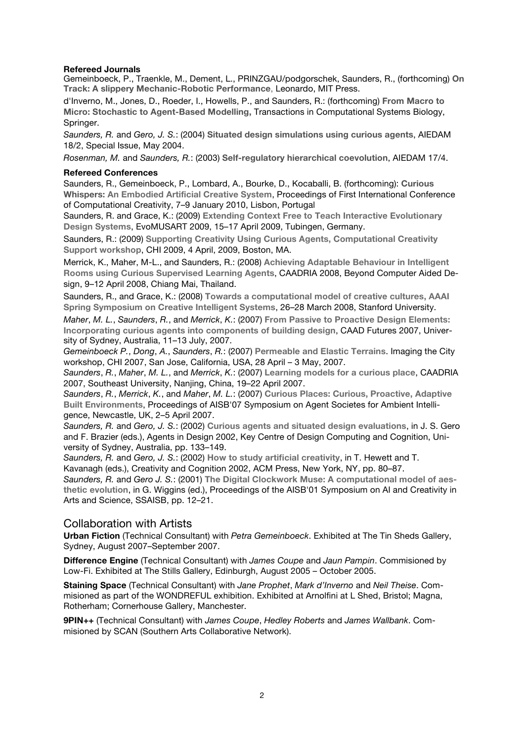**Refereed Journals**

Gemeinboeck, P., Traenkle, M., Dement, L., PRINZGAU/podgorschek, Saunders, R., (forthcoming) **On Track: A slippery Mechanic-Robotic Performance**, Leonardo, MIT Press.

d'Inverno, M., Jones, D., Roeder, I., Howells, P., and Saunders, R.: (forthcoming) **From Macro to Micro: Stochastic to Agent-Based Modelling,** Transactions in Computational Systems Biology, Springer.

*Saunders, R.* and *Gero, J. S.*: (2004) **Situated design simulations using curious agents**, AIEDAM 18/2, Special Issue, May 2004.

*Rosenman, M.* and *Saunders, R.*: (2003) **Self-regulatory hierarchical coevolution**, AIEDAM 17/4.

**Refereed Conferences**

Saunders, R., Gemeinboeck, P., Lombard, A., Bourke, D., Kocaballi, B. (forthcoming): **Curious Whispers: An Embodied Artificial Creative System**, Proceedings of First International Conference of Computational Creativity, 7–9 January 2010, Lisbon, Portugal

Saunders, R. and Grace, K.: (2009) **Extending Context Free to Teach Interactive Evolutionary Design Systems**, EvoMUSART 2009, 15–17 April 2009, Tubingen, Germany.

Saunders, R.: (2009) **Supporting Creativity Using Curious Agents, Computational Creativity Support workshop**, CHI 2009, 4 April, 2009, Boston, MA.

Merrick, K., Maher, M-L., and Saunders, R.: (2008) **Achieving Adaptable Behaviour in Intelligent Rooms using Curious Supervised Learning Agents**, CAADRIA 2008, Beyond Computer Aided Design, 9–12 April 2008, Chiang Mai, Thailand.

Saunders, R., and Grace, K.: (2008) **Towards a computational model of creative cultures, AAAI Spring Symposium on Creative Intelligent Systems**, 26–28 March 2008, Stanford University.

*Maher*, *M. L.*, *Saunders*, *R.*, and *Merrick*, *K.*: (2007) **From Passive to Proactive Design Elements: Incorporating curious agents into components of building design**, CAAD Futures 2007, University of Sydney, Australia, 11–13 July, 2007.

*Gemeinboeck P.*, *Dong*, *A.*, *Saunders*, *R.*: (2007) **Permeable and Elastic Terrains**. Imaging the City workshop, CHI 2007, San Jose, California, USA, 28 April – 3 May, 2007.

*Saunders*, *R.*, *Maher*, *M. L.*, and *Merrick*, *K.*: (2007) **Learning models for a curious place**, CAADRIA 2007, Southeast University, Nanjing, China, 19–22 April 2007.

*Saunders*, *R.*, *Merrick*, *K.*, and *Maher*, *M. L.*: (2007) **Curious Places: Curious, Proactive, Adaptive Built Environments**, Proceedings of AISB'07 Symposium on Agent Societes for Ambient Intelligence, Newcastle, UK, 2–5 April 2007.

*Saunders, R.* and *Gero, J. S.*: (2002) **Curious agents and situated design evaluations**, in J. S. Gero and F. Brazier (eds.), Agents in Design 2002, Key Centre of Design Computing and Cognition, University of Sydney, Australia, pp. 133–149.

*Saunders, R.* and *Gero, J. S.*: (2002) **How to study artificial creativity**, in T. Hewett and T. Kavanagh (eds.), Creativity and Cognition 2002, ACM Press, New York, NY, pp. 80–87.

*Saunders, R.* and *Gero J. S.*: (2001) **The Digital Clockwork Muse: A computational model of aesthetic evolution**, in G. Wiggins (ed.), Proceedings of the AISB'01 Symposium on AI and Creativity in Arts and Science, SSAISB, pp. 12–21.

## Collaboration with Artists

**Urban Fiction** (Technical Consultant) with *Petra Gemeinboeck*. Exhibited at The Tin Sheds Gallery, Sydney, August 2007–September 2007.

**Difference Engine** (Technical Consultant) with *James Coupe* and *Jaun Pampin*. Commisioned by Low-Fi. Exhibited at The Stills Gallery, Edinburgh, August 2005 – October 2005.

**Staining Space** (Technical Consultant) with *Jane Prophet*, *Mark d'Inverno* and *Neil Theise*. Commisioned as part of the WONDREFUL exhibition. Exhibited at Arnolfini at L Shed, Bristol; Magna, Rotherham; Cornerhouse Gallery, Manchester.

**9PIN++** (Technical Consultant) with *James Coupe*, *Hedley Roberts* and *James Wallbank*. Commisioned by SCAN (Southern Arts Collaborative Network).